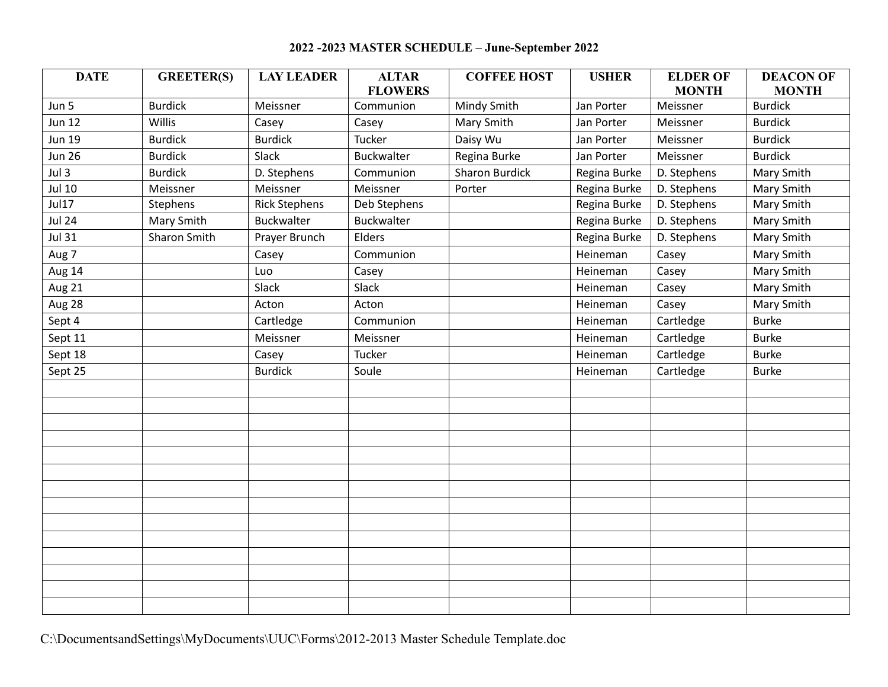# 2022 -2023 MASTER SCHEDULE – June-September 2022

| DATE | GREETER(S) | LAY LEADER | ALTAR FLOWERS | COFFEE HOST | USHER | ELDER OF MONTH | DEACON OF MONTH |
|---|---|---|---|---|---|---|---|
| Jun 5 | Burdick | Meissner | Communion | Mindy Smith | Jan Porter | Meissner | Burdick |
| Jun 12 | Willis | Casey | Casey | Mary Smith | Jan Porter | Meissner | Burdick |
| Jun 19 | Burdick | Burdick | Tucker | Daisy Wu | Jan Porter | Meissner | Burdick |
| Jun 26 | Burdick | Slack | Buckwalter | Regina Burke | Jan Porter | Meissner | Burdick |
| Jul 3 | Burdick | D. Stephens | Communion | Sharon Burdick | Regina Burke | D. Stephens | Mary Smith |
| Jul 10 | Meissner | Meissner | Meissner | Porter | Regina Burke | D. Stephens | Mary Smith |
| Jul17 | Stephens | Rick Stephens | Deb Stephens | | Regina Burke | D. Stephens | Mary Smith |
| Jul 24 | Mary Smith | Buckwalter | Buckwalter | | Regina Burke | D. Stephens | Mary Smith |
| Jul 31 | Sharon Smith | Prayer Brunch | Elders | | Regina Burke | D. Stephens | Mary Smith |
| Aug 7 | | Casey | Communion | | Heineman | Casey | Mary Smith |
| Aug 14 | | Luo | Casey | | Heineman | Casey | Mary Smith |
| Aug 21 | | Slack | Slack | | Heineman | Casey | Mary Smith |
| Aug 28 | | Acton | Acton | | Heineman | Casey | Mary Smith |
| Sept 4 | | Cartledge | Communion | | Heineman | Cartledge | Burke |
| Sept 11 | | Meissner | Meissner | | Heineman | Cartledge | Burke |
| Sept 18 | | Casey | Tucker | | Heineman | Cartledge | Burke |
| Sept 25 | | Burdick | Soule | | Heineman | Cartledge | Burke |
| | | | | | | | |
| | | | | | | | |
| | | | | | | | |
| | | | | | | | |
| | | | | | | | |
| | | | | | | | |
| | | | | | | | |
| | | | | | | | |
| | | | | | | | |
| | | | | | | | |
| | | | | | | | |
| | | | | | | | |
| | | | | | | | |
| | | | | | | | |

C:\DocumentsandSettings\MyDocuments\UUC\Forms\2012-2013 Master Schedule Template.doc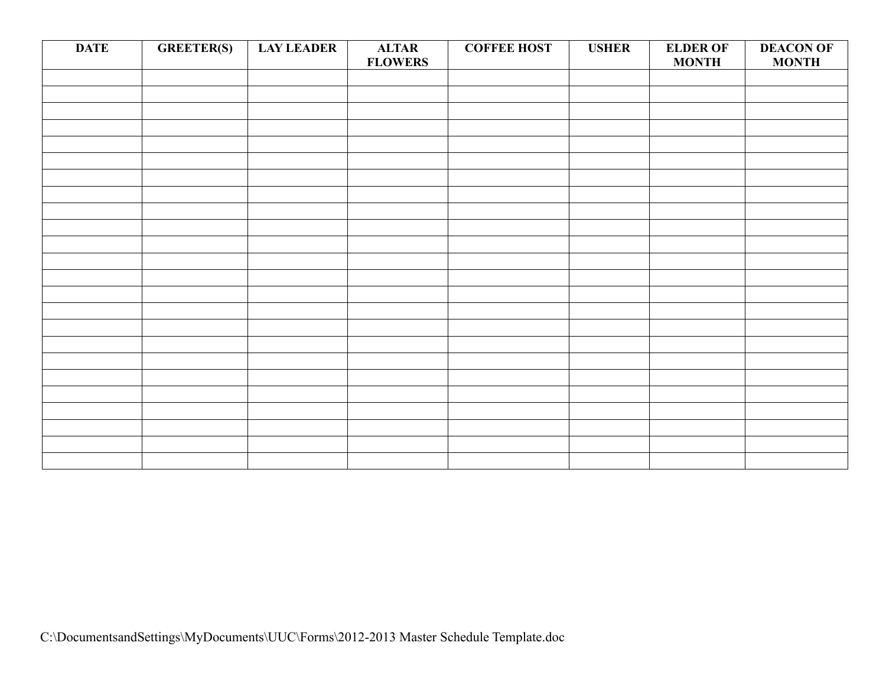| DATE | GREETER(S) | LAY LEADER | ALTAR FLOWERS | COFFEE HOST | USHER | ELDER OF MONTH | DEACON OF MONTH |
|---|---|---|---|---|---|---|---|
| | | | | | | | |
| | | | | | | | |
| | | | | | | | |
| | | | | | | | |
| | | | | | | | |
| | | | | | | | |
| | | | | | | | |
| | | | | | | | |
| | | | | | | | |
| | | | | | | | |
| | | | | | | | |
| | | | | | | | |
| | | | | | | | |
| | | | | | | | |
| | | | | | | | |
| | | | | | | | |
| | | | | | | | |
| | | | | | | | |
| | | | | | | | |
| | | | | | | | |
| | | | | | | | |
| | | | | | | | |
| | | | | | | | |
| | | | | | | | |

C:\DocumentsandSettings\MyDocuments\UUC\Forms\2012-2013 Master Schedule Template.doc